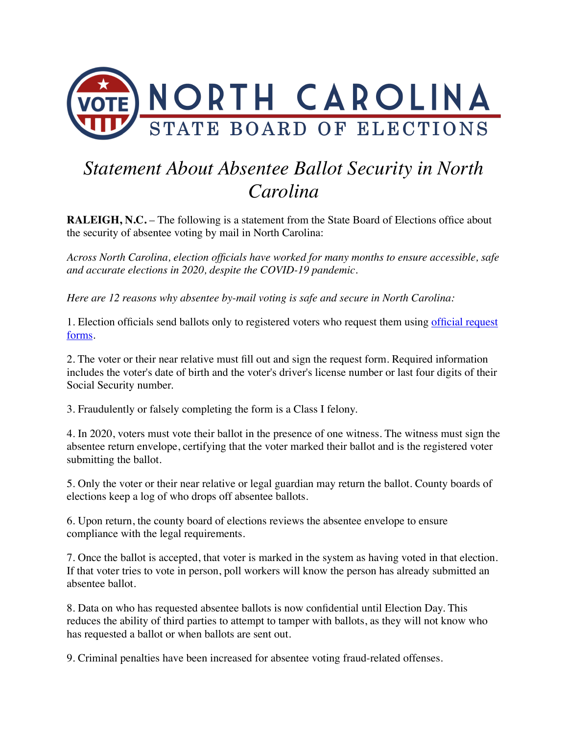NORTH CAROLINA STATE BOARD OF ELECTIONS

# *Statement About Absentee Ballot Security in North Carolina*

**RALEIGH, N.C.** – The following is a statement from the State Board of Elections office about the security of absentee voting by mail in North Carolina:

*Across North Carolina, election officials have worked for many months to ensure accessible, safe and accurate elections in 2020, despite the COVID-19 pandemic.*

*Here are 12 reasons why absentee by-mail voting is safe and secure in North Carolina:*

1. Election officials send ballots only to registered voters who request them using official request forms.

2. The voter or their near relative must fill out and sign the request form. Required information includes the voter's date of birth and the voter's driver's license number or last four digits of their Social Security number.

3. Fraudulently or falsely completing the form is a Class I felony.

4. In 2020, voters must vote their ballot in the presence of one witness. The witness must sign the absentee return envelope, certifying that the voter marked their ballot and is the registered voter submitting the ballot.

5. Only the voter or their near relative or legal guardian may return the ballot. County boards of elections keep a log of who drops off absentee ballots.

6. Upon return, the county board of elections reviews the absentee envelope to ensure compliance with the legal requirements.

7. Once the ballot is accepted, that voter is marked in the system as having voted in that election. If that voter tries to vote in person, poll workers will know the person has already submitted an absentee ballot.

8. Data on who has requested absentee ballots is now confidential until Election Day. This reduces the ability of third parties to attempt to tamper with ballots, as they will not know who has requested a ballot or when ballots are sent out.

9. Criminal penalties have been increased for absentee voting fraud-related offenses.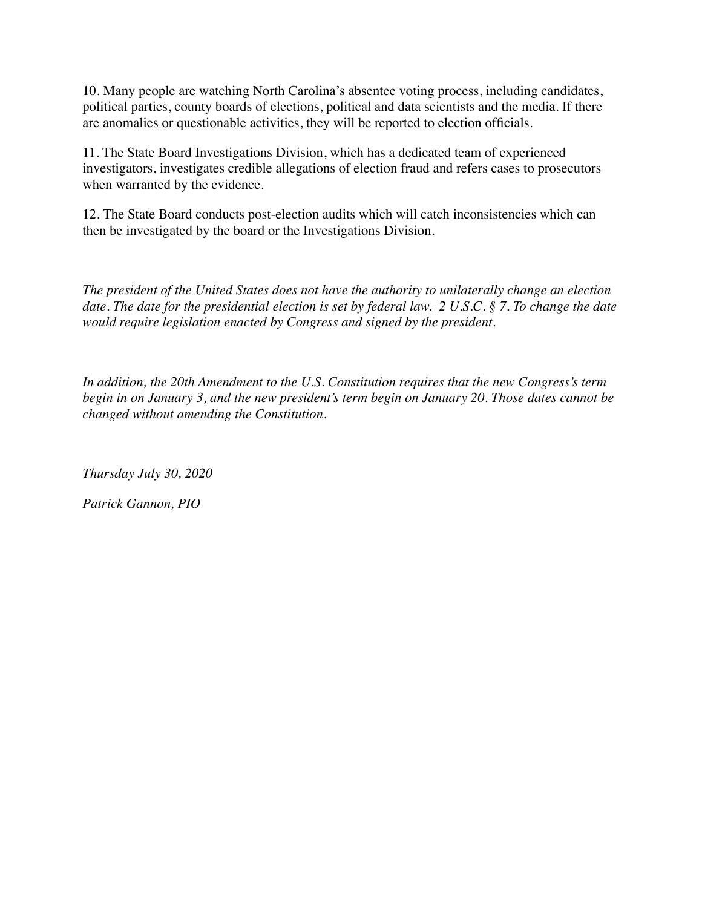10. Many people are watching North Carolina's absentee voting process, including candidates, political parties, county boards of elections, political and data scientists and the media. If there are anomalies or questionable activities, they will be reported to election officials.

11. The State Board Investigations Division, which has a dedicated team of experienced investigators, investigates credible allegations of election fraud and refers cases to prosecutors when warranted by the evidence.

12. The State Board conducts post-election audits which will catch inconsistencies which can then be investigated by the board or the Investigations Division.

*The president of the United States does not have the authority to unilaterally change an election date. The date for the presidential election is set by federal law. 2 U.S.C. § 7. To change the date would require legislation enacted by Congress and signed by the president.*

*In addition, the 20th Amendment to the U.S. Constitution requires that the new Congress's term begin in on January 3, and the new president's term begin on January 20. Those dates cannot be changed without amending the Constitution.*

*Thursday July 30, 2020*

*Patrick Gannon, PIO*